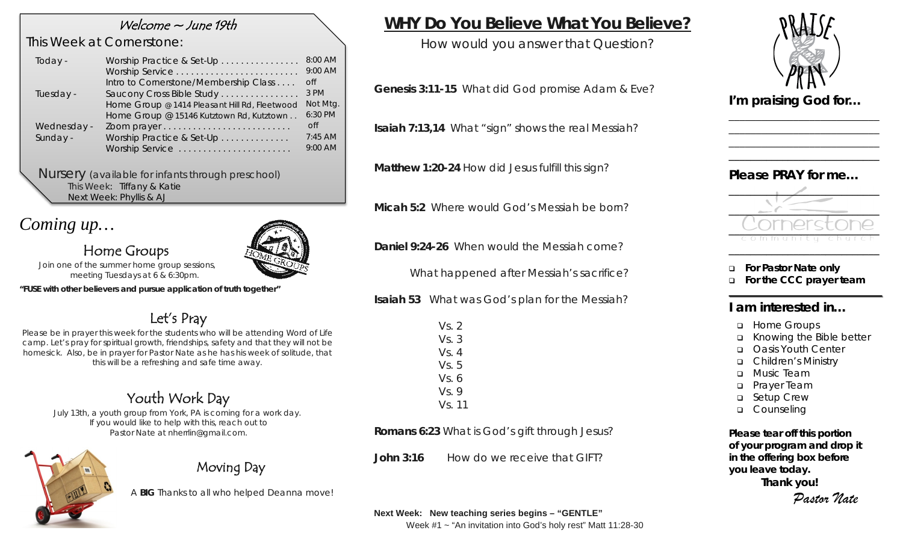## Welcome ~ June 19th

### This Week at Cornerstone:

| | | |
|---|---|---|
| Today - | Worship Practice & Set-Up | 8:00 AM |
| | Worship Service | 9:00 AM |
| | Intro to Cornerstone/Membership Class | off |
| Tuesday - | Saucony Cross Bible Study | 3 PM |
| | Home Group @ 1414 Pleasant Hill Rd, Fleetwood | Not Mtg. |
| | Home Group @ 15146 Kutztown Rd, Kutztown | 6:30 PM |
| Wednesday - | Zoom prayer | off |
| Sunday - | Worship Practice & Set-Up | 7:45 AM |
| | Worship Service | 9:00 AM |

**Nursery** (available for infants through preschool)
This Week: Tiffany & Katie
Next Week: Phyllis & AJ

## *Coming up…*

### Home Groups

Join one of the summer home group sessions, meeting Tuesdays at 6 & 6:30pm.

**"FUSE with other believers and pursue application of truth together"**

### Let's Pray

Please be in prayer this week for the students who will be attending Word of Life camp. Let's pray for spiritual growth, friendships, safety and that they will not be homesick. Also, be in prayer for Pastor Nate as he has his week of solitude, that this will be a refreshing and safe time away.

### Youth Work Day

July 13th, a youth group from York, PA is coming for a work day. If you would like to help with this, reach out to Pastor Nate at nherrlin@gmail.com.

### Moving Day

A **BIG** Thanks to all who helped Deanna move!

# WHY Do You Believe What You Believe?

How would you answer that Question?

**Genesis 3:11-15** What did God promise Adam & Eve?

**Isaiah 7:13,14** What "sign" shows the real Messiah?

**Matthew 1:20-24** How did Jesus fulfill this sign?

**Micah 5:2** Where would God's Messiah be born?

**Daniel 9:24-26** When would the Messiah come?

What happened after Messiah's sacrifice?

**Isaiah 53** What was God's plan for the Messiah?

Vs. 2
Vs. 3
Vs. 4
Vs. 5
Vs. 6
Vs. 9
Vs. 11

**Romans 6:23** What is God's gift through Jesus?

**John 3:16** How do we receive that GIFT?

**Next Week: New teaching series begins – "GENTLE"**
Week #1 ~ "An invitation into God's holy rest" Matt 11:28-30

PRAISE & PRAY

### I'm praising God for…

___

### Please PRAY for me…

___

Cornerstone community church

- ❑ **For Pastor Nate only**
- ❑ **For the CCC prayer team**

### I am interested in…

- ❑ Home Groups
- ❑ Knowing the Bible better
- ❑ Oasis Youth Center
- ❑ Children's Ministry
- ❑ Music Team
- ❑ Prayer Team
- ❑ Setup Crew
- ❑ Counseling

**Please tear off this portion of your program and drop it in the offering box before you leave today.**
**Thank you!**
*Pastor Nate*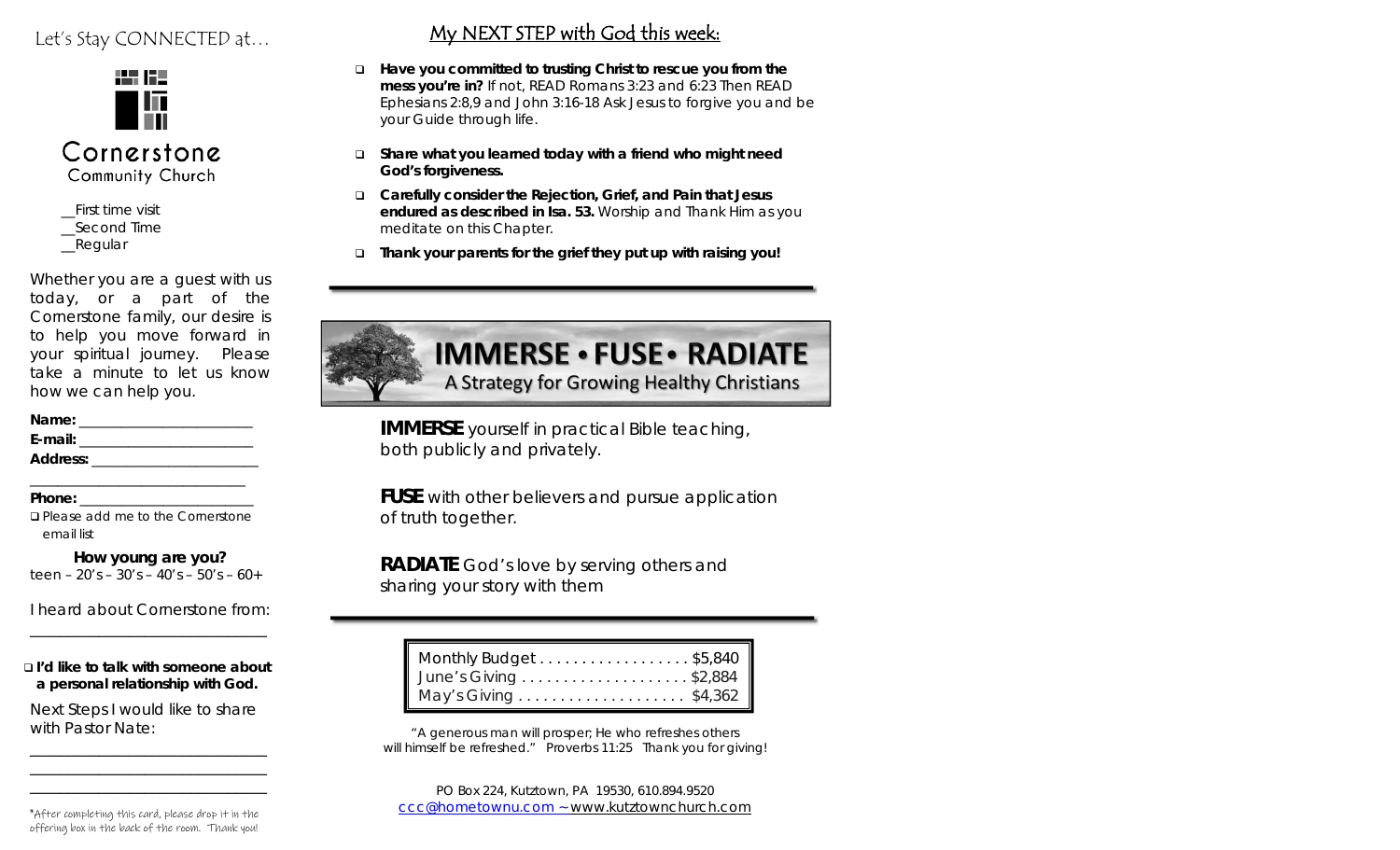Let's Stay CONNECTED at…

Cornerstone
Community Church

__First time visit
__Second Time
__Regular

Whether you are a guest with us today, or a part of the Cornerstone family, our desire is to help you move forward in your spiritual journey. Please take a minute to let us know how we can help you.

**Name:** ____________________
**E-mail:** ____________________
**Address:** ____________________
____________________________
**Phone:** ____________________

❑ Please add me to the Cornerstone email list

**How young are you?**
teen – 20's – 30's – 40's – 50's – 60+

I heard about Cornerstone from:
____________________________

❑ **I'd like to talk with someone about a personal relationship with God.**

Next Steps I would like to share with Pastor Nate:
____________________________
____________________________
____________________________

*After completing this card, please drop it in the offering box in the back of the room. Thank you!

## My NEXT STEP with God this week:

- ❑ **Have you committed to trusting Christ to rescue you from the mess you're in?** If not, READ Romans 3:23 and 6:23 Then READ Ephesians 2:8,9 and John 3:16-18 Ask Jesus to forgive you and be your Guide through life.
- ❑ **Share what you learned today with a friend who might need God's forgiveness.**
- ❑ **Carefully consider the Rejection, Grief, and Pain that Jesus endured as described in Isa. 53.** Worship and Thank Him as you meditate on this Chapter.
- ❑ **Thank your parents for the grief they put up with raising you!**

## IMMERSE • FUSE • RADIATE
A Strategy for Growing Healthy Christians

**IMMERSE** yourself in practical Bible teaching, both publicly and privately.

**FUSE** with other believers and pursue application of truth together.

**RADIATE** God's love by serving others and sharing your story with them

| | |
|---|---|
| Monthly Budget | $5,840 |
| June's Giving | $2,884 |
| May's Giving | $4,362 |

"A generous man will prosper; He who refreshes others will himself be refreshed." Proverbs 11:25 Thank you for giving!

PO Box 224, Kutztown, PA 19530, 610.894.9520
ccc@hometownu.com ~ www.kutztownchurch.com